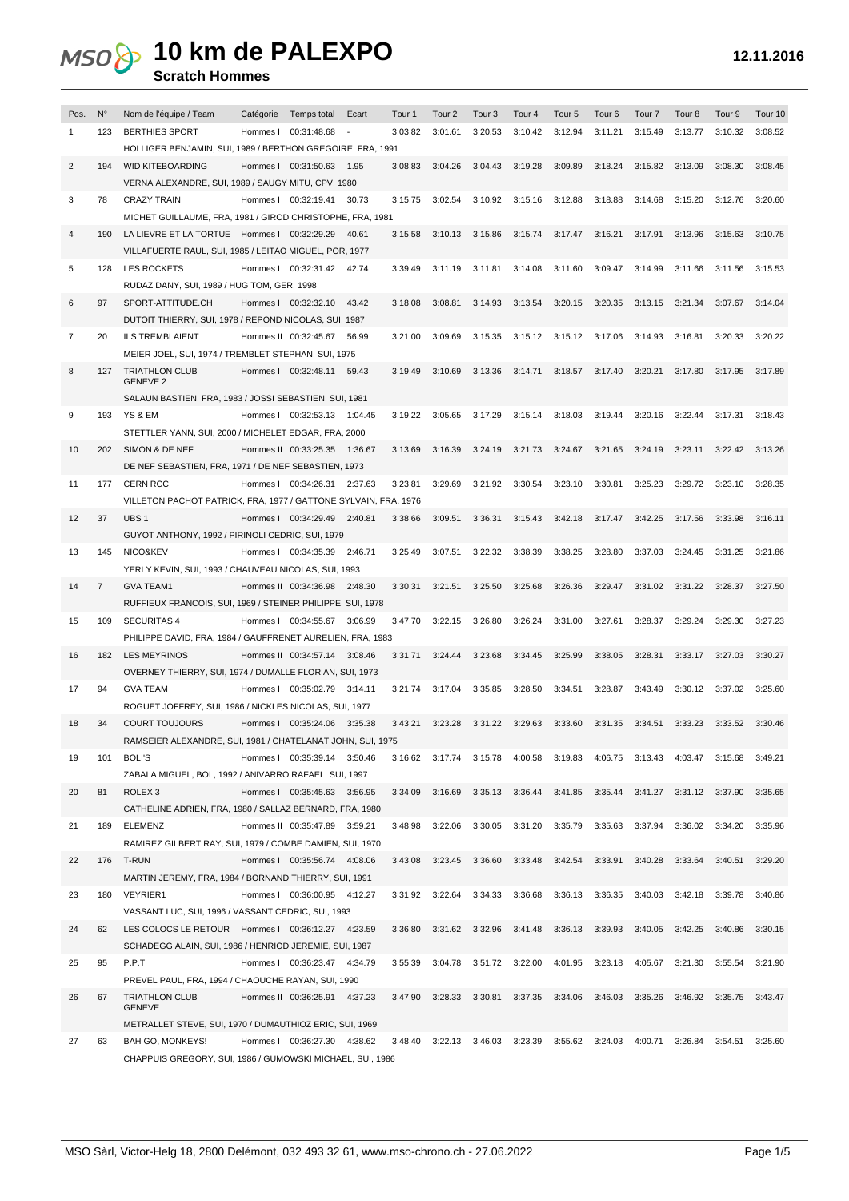# 10 km de PALEXPO

**Scratch Hommes**

12.11.2016

| Pos. | N° | Nom de l'équipe / Team | Catégorie | Temps total | Ecart | Tour 1 | Tour 2 | Tour 3 | Tour 4 | Tour 5 | Tour 6 | Tour 7 | Tour 8 | Tour 9 | Tour 10 |
|---|---|---|---|---|---|---|---|---|---|---|---|---|---|---|---|
| 1 | 123 | BERTHIES SPORT<br>HOLLIGER BENJAMIN, SUI, 1989 / BERTHON GREGOIRE, FRA, 1991 | Hommes I | 00:31:48.68 | - | 3:03.82 | 3:01.61 | 3:20.53 | 3:10.42 | 3:12.94 | 3:11.21 | 3:15.49 | 3:13.77 | 3:10.32 | 3:08.52 |
| 2 | 194 | WID KITEBOARDING<br>VERNA ALEXANDRE, SUI, 1989 / SAUGY MITU, CPV, 1980 | Hommes I | 00:31:50.63 | 1.95 | 3:08.83 | 3:04.26 | 3:04.43 | 3:19.28 | 3:09.89 | 3:18.24 | 3:15.82 | 3:13.09 | 3:08.30 | 3:08.45 |
| 3 | 78 | CRAZY TRAIN<br>MICHET GUILLAUME, FRA, 1981 / GIROD CHRISTOPHE, FRA, 1981 | Hommes I | 00:32:19.41 | 30.73 | 3:15.75 | 3:02.54 | 3:10.92 | 3:15.16 | 3:12.88 | 3:18.88 | 3:14.68 | 3:15.20 | 3:12.76 | 3:20.60 |
| 4 | 190 | LA LIEVRE ET LA TORTUE<br>VILLAFUERTE RAUL, SUI, 1985 / LEITAO MIGUEL, POR, 1977 | Hommes I | 00:32:29.29 | 40.61 | 3:15.58 | 3:10.13 | 3:15.86 | 3:15.74 | 3:17.47 | 3:16.21 | 3:17.91 | 3:13.96 | 3:15.63 | 3:10.75 |
| 5 | 128 | LES ROCKETS<br>RUDAZ DANY, SUI, 1989 / HUG TOM, GER, 1998 | Hommes I | 00:32:31.42 | 42.74 | 3:39.49 | 3:11.19 | 3:11.81 | 3:14.08 | 3:11.60 | 3:09.47 | 3:14.99 | 3:11.66 | 3:11.56 | 3:15.53 |
| 6 | 97 | SPORT-ATTITUDE.CH<br>DUTOIT THIERRY, SUI, 1978 / REPOND NICOLAS, SUI, 1987 | Hommes I | 00:32:32.10 | 43.42 | 3:18.08 | 3:08.81 | 3:14.93 | 3:13.54 | 3:20.15 | 3:20.35 | 3:13.15 | 3:21.34 | 3:07.67 | 3:14.04 |
| 7 | 20 | ILS TREMBLAIENT<br>MEIER JOEL, SUI, 1974 / TREMBLET STEPHAN, SUI, 1975 | Hommes II | 00:32:45.67 | 56.99 | 3:21.00 | 3:09.69 | 3:15.35 | 3:15.12 | 3:15.12 | 3:17.06 | 3:14.93 | 3:16.81 | 3:20.33 | 3:20.22 |
| 8 | 127 | TRIATHLON CLUB GENEVE 2<br>SALAUN BASTIEN, FRA, 1983 / JOSSI SEBASTIEN, SUI, 1981 | Hommes I | 00:32:48.11 | 59.43 | 3:19.49 | 3:10.69 | 3:13.36 | 3:14.71 | 3:18.57 | 3:17.40 | 3:20.21 | 3:17.80 | 3:17.95 | 3:17.89 |
| 9 | 193 | YS & EM<br>STETTLER YANN, SUI, 2000 / MICHELET EDGAR, FRA, 2000 | Hommes I | 00:32:53.13 | 1:04.45 | 3:19.22 | 3:05.65 | 3:17.29 | 3:15.14 | 3:18.03 | 3:19.44 | 3:20.16 | 3:22.44 | 3:17.31 | 3:18.43 |
| 10 | 202 | SIMON & DE NEF<br>DE NEF SEBASTIEN, FRA, 1971 / DE NEF SEBASTIEN, 1973 | Hommes II | 00:33:25.35 | 1:36.67 | 3:13.69 | 3:16.39 | 3:24.19 | 3:21.73 | 3:24.67 | 3:21.65 | 3:24.19 | 3:23.11 | 3:22.42 | 3:13.26 |
| 11 | 177 | CERN RCC<br>VILLETON PACHOT PATRICK, FRA, 1977 / GATTONE SYLVAIN, FRA, 1976 | Hommes I | 00:34:26.31 | 2:37.63 | 3:23.81 | 3:29.69 | 3:21.92 | 3:30.54 | 3:23.10 | 3:30.81 | 3:25.23 | 3:29.72 | 3:23.10 | 3:28.35 |
| 12 | 37 | UBS 1<br>GUYOT ANTHONY, 1992 / PIRINOLI CEDRIC, SUI, 1979 | Hommes I | 00:34:29.49 | 2:40.81 | 3:38.66 | 3:09.51 | 3:36.31 | 3:15.43 | 3:42.18 | 3:17.47 | 3:42.25 | 3:17.56 | 3:33.98 | 3:16.11 |
| 13 | 145 | NICO&KEV<br>YERLY KEVIN, SUI, 1993 / CHAUVEAU NICOLAS, SUI, 1993 | Hommes I | 00:34:35.39 | 2:46.71 | 3:25.49 | 3:07.51 | 3:22.32 | 3:38.39 | 3:38.25 | 3:28.80 | 3:37.03 | 3:24.45 | 3:31.25 | 3:21.86 |
| 14 | 7 | GVA TEAM1<br>RUFFIEUX FRANCOIS, SUI, 1969 / STEINER PHILIPPE, SUI, 1978 | Hommes II | 00:34:36.98 | 2:48.30 | 3:30.31 | 3:21.51 | 3:25.50 | 3:25.68 | 3:26.36 | 3:29.47 | 3:31.02 | 3:31.22 | 3:28.37 | 3:27.50 |
| 15 | 109 | SECURITAS 4<br>PHILIPPE DAVID, FRA, 1984 / GAUFFRENET AURELIEN, FRA, 1983 | Hommes I | 00:34:55.67 | 3:06.99 | 3:47.70 | 3:22.15 | 3:26.80 | 3:26.24 | 3:31.00 | 3:27.61 | 3:28.37 | 3:29.24 | 3:29.30 | 3:27.23 |
| 16 | 182 | LES MEYRINOS<br>OVERNEY THIERRY, SUI, 1974 / DUMALLE FLORIAN, SUI, 1973 | Hommes II | 00:34:57.14 | 3:08.46 | 3:31.71 | 3:24.44 | 3:23.68 | 3:34.45 | 3:25.99 | 3:38.05 | 3:28.31 | 3:33.17 | 3:27.03 | 3:30.27 |
| 17 | 94 | GVA TEAM<br>ROGUET JOFFREY, SUI, 1986 / NICKLES NICOLAS, SUI, 1977 | Hommes I | 00:35:02.79 | 3:14.11 | 3:21.74 | 3:17.04 | 3:35.85 | 3:28.50 | 3:34.51 | 3:28.87 | 3:43.49 | 3:30.12 | 3:37.02 | 3:25.60 |
| 18 | 34 | COURT TOUJOURS<br>RAMSEIER ALEXANDRE, SUI, 1981 / CHATELANAT JOHN, SUI, 1975 | Hommes I | 00:35:24.06 | 3:35.38 | 3:43.21 | 3:23.28 | 3:31.22 | 3:29.63 | 3:33.60 | 3:31.35 | 3:34.51 | 3:33.23 | 3:33.52 | 3:30.46 |
| 19 | 101 | BOLI'S<br>ZABALA MIGUEL, BOL, 1992 / ANIVARRO RAFAEL, SUI, 1997 | Hommes I | 00:35:39.14 | 3:50.46 | 3:16.62 | 3:17.74 | 3:15.78 | 4:00.58 | 3:19.83 | 4:06.75 | 3:13.43 | 4:03.47 | 3:15.68 | 3:49.21 |
| 20 | 81 | ROLEX 3<br>CATHELINE ADRIEN, FRA, 1980 / SALLAZ BERNARD, FRA, 1980 | Hommes I | 00:35:45.63 | 3:56.95 | 3:34.09 | 3:16.69 | 3:35.13 | 3:36.44 | 3:41.85 | 3:35.44 | 3:41.27 | 3:31.12 | 3:37.90 | 3:35.65 |
| 21 | 189 | ELEMENZ<br>RAMIREZ GILBERT RAY, SUI, 1979 / COMBE DAMIEN, SUI, 1970 | Hommes II | 00:35:47.89 | 3:59.21 | 3:48.98 | 3:22.06 | 3:30.05 | 3:31.20 | 3:35.79 | 3:35.63 | 3:37.94 | 3:36.02 | 3:34.20 | 3:35.96 |
| 22 | 176 | T-RUN<br>MARTIN JEREMY, FRA, 1984 / BORNAND THIERRY, SUI, 1991 | Hommes I | 00:35:56.74 | 4:08.06 | 3:43.08 | 3:23.45 | 3:36.60 | 3:33.48 | 3:42.54 | 3:33.91 | 3:40.28 | 3:33.64 | 3:40.51 | 3:29.20 |
| 23 | 180 | VEYRIER1<br>VASSANT LUC, SUI, 1996 / VASSANT CEDRIC, SUI, 1993 | Hommes I | 00:36:00.95 | 4:12.27 | 3:31.92 | 3:22.64 | 3:34.33 | 3:36.68 | 3:36.13 | 3:36.35 | 3:40.03 | 3:42.18 | 3:39.78 | 3:40.86 |
| 24 | 62 | LES COLOCS LE RETOUR<br>SCHADEGG ALAIN, SUI, 1986 / HENRIOD JEREMIE, SUI, 1987 | Hommes I | 00:36:12.27 | 4:23.59 | 3:36.80 | 3:31.62 | 3:32.96 | 3:41.48 | 3:36.13 | 3:39.93 | 3:40.05 | 3:42.25 | 3:40.86 | 3:30.15 |
| 25 | 95 | P.P.T<br>PREVEL PAUL, FRA, 1994 / CHAOUCHE RAYAN, SUI, 1990 | Hommes I | 00:36:23.47 | 4:34.79 | 3:55.39 | 3:04.78 | 3:51.72 | 3:22.00 | 4:01.95 | 3:23.18 | 4:05.67 | 3:21.30 | 3:55.54 | 3:21.90 |
| 26 | 67 | TRIATHLON CLUB GENEVE<br>METRALLET STEVE, SUI, 1970 / DUMAUTHIOZ ERIC, SUI, 1969 | Hommes II | 00:36:25.91 | 4:37.23 | 3:47.90 | 3:28.33 | 3:30.81 | 3:37.35 | 3:34.06 | 3:46.03 | 3:35.26 | 3:46.92 | 3:35.75 | 3:43.47 |
| 27 | 63 | BAH GO, MONKEYS!<br>CHAPPUIS GREGORY, SUI, 1986 / GUMOWSKI MICHAEL, SUI, 1986 | Hommes I | 00:36:27.30 | 4:38.62 | 3:48.40 | 3:22.13 | 3:46.03 | 3:23.39 | 3:55.62 | 3:24.03 | 4:00.71 | 3:26.84 | 3:54.51 | 3:25.60 |

MSO Sàrl, Victor-Helg 18, 2800 Delémont, 032 493 32 61, www.mso-chrono.ch - 27.06.2022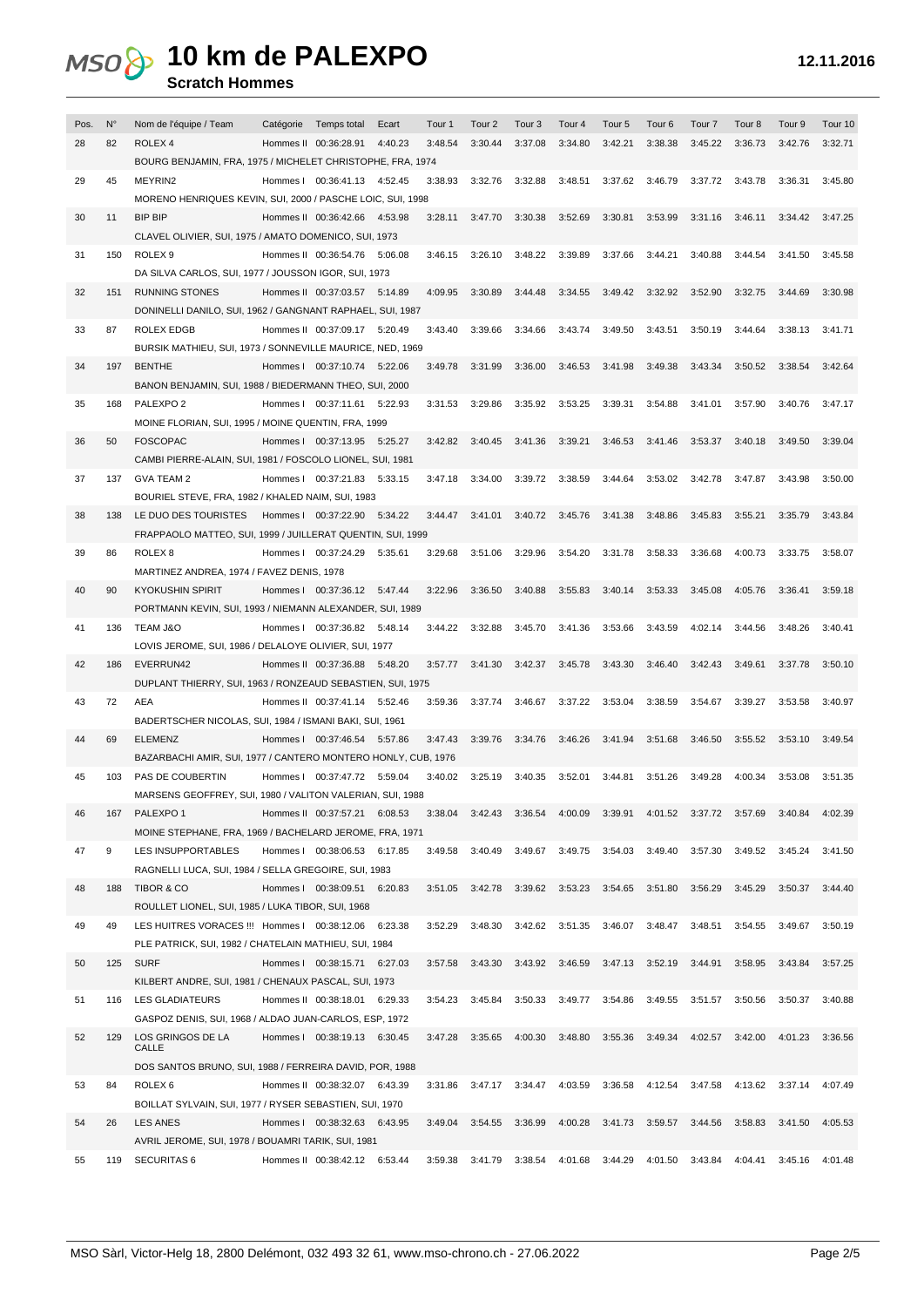# 10 km de PALEXPO

**Scratch Hommes**

12.11.2016

| Pos. | N° | Nom de l'équipe / Team | Catégorie | Temps total | Ecart | Tour 1 | Tour 2 | Tour 3 | Tour 4 | Tour 5 | Tour 6 | Tour 7 | Tour 8 | Tour 9 | Tour 10 |
|---|---|---|---|---|---|---|---|---|---|---|---|---|---|---|---|
| 28 | 82 | ROLEX 4<br>BOURG BENJAMIN, FRA, 1975 / MICHELET CHRISTOPHE, FRA, 1974 | Hommes II | 00:36:28.91 | 4:40.23 | 3:48.54 | 3:30.44 | 3:37.08 | 3:34.80 | 3:42.21 | 3:38.38 | 3:45.22 | 3:36.73 | 3:42.76 | 3:32.71 |
| 29 | 45 | MEYRIN2<br>MORENO HENRIQUES KEVIN, SUI, 2000 / PASCHE LOIC, SUI, 1998 | Hommes I | 00:36:41.13 | 4:52.45 | 3:38.93 | 3:32.76 | 3:32.88 | 3:48.51 | 3:37.62 | 3:46.79 | 3:37.72 | 3:43.78 | 3:36.31 | 3:45.80 |
| 30 | 11 | BIP BIP<br>CLAVEL OLIVIER, SUI, 1975 / AMATO DOMENICO, SUI, 1973 | Hommes II | 00:36:42.66 | 4:53.98 | 3:28.11 | 3:47.70 | 3:30.38 | 3:52.69 | 3:30.81 | 3:53.99 | 3:31.16 | 3:46.11 | 3:34.42 | 3:47.25 |
| 31 | 150 | ROLEX 9<br>DA SILVA CARLOS, SUI, 1977 / JOUSSON IGOR, SUI, 1973 | Hommes II | 00:36:54.76 | 5:06.08 | 3:46.15 | 3:26.10 | 3:48.22 | 3:39.89 | 3:37.66 | 3:44.21 | 3:40.88 | 3:44.54 | 3:41.50 | 3:45.58 |
| 32 | 151 | RUNNING STONES<br>DONINELLI DANILO, SUI, 1962 / GANGNANT RAPHAEL, SUI, 1987 | Hommes II | 00:37:03.57 | 5:14.89 | 4:09.95 | 3:30.89 | 3:44.48 | 3:34.55 | 3:49.42 | 3:32.92 | 3:52.90 | 3:32.75 | 3:44.69 | 3:30.98 |
| 33 | 87 | ROLEX EDGB<br>BURSIK MATHIEU, SUI, 1973 / SONNEVILLE MAURICE, NED, 1969 | Hommes II | 00:37:09.17 | 5:20.49 | 3:43.40 | 3:39.66 | 3:34.66 | 3:43.74 | 3:49.50 | 3:43.51 | 3:50.19 | 3:44.64 | 3:38.13 | 3:41.71 |
| 34 | 197 | BENTHE<br>BANON BENJAMIN, SUI, 1988 / BIEDERMANN THEO, SUI, 2000 | Hommes I | 00:37:10.74 | 5:22.06 | 3:49.78 | 3:31.99 | 3:36.00 | 3:46.53 | 3:41.98 | 3:49.38 | 3:43.34 | 3:50.52 | 3:38.54 | 3:42.64 |
| 35 | 168 | PALEXPO 2<br>MOINE FLORIAN, SUI, 1995 / MOINE QUENTIN, FRA, 1999 | Hommes I | 00:37:11.61 | 5:22.93 | 3:31.53 | 3:29.86 | 3:35.92 | 3:53.25 | 3:39.31 | 3:54.88 | 3:41.01 | 3:57.90 | 3:40.76 | 3:47.17 |
| 36 | 50 | FOSCOPAC<br>CAMBI PIERRE-ALAIN, SUI, 1981 / FOSCOLO LIONEL, SUI, 1981 | Hommes I | 00:37:13.95 | 5:25.27 | 3:42.82 | 3:40.45 | 3:41.36 | 3:39.21 | 3:46.53 | 3:41.46 | 3:53.37 | 3:40.18 | 3:49.50 | 3:39.04 |
| 37 | 137 | GVA TEAM 2<br>BOURIEL STEVE, FRA, 1982 / KHALED NAIM, SUI, 1983 | Hommes I | 00:37:21.83 | 5:33.15 | 3:47.18 | 3:34.00 | 3:39.72 | 3:38.59 | 3:44.64 | 3:53.02 | 3:42.78 | 3:47.87 | 3:43.98 | 3:50.00 |
| 38 | 138 | LE DUO DES TOURISTES<br>FRAPPAOLO MATTEO, SUI, 1999 / JUILLERAT QUENTIN, SUI, 1999 | Hommes I | 00:37:22.90 | 5:34.22 | 3:44.47 | 3:41.01 | 3:40.72 | 3:45.76 | 3:41.38 | 3:48.86 | 3:45.83 | 3:55.21 | 3:35.79 | 3:43.84 |
| 39 | 86 | ROLEX 8<br>MARTINEZ ANDREA, 1974 / FAVEZ DENIS, 1978 | Hommes I | 00:37:24.29 | 5:35.61 | 3:29.68 | 3:51.06 | 3:29.96 | 3:54.20 | 3:31.78 | 3:58.33 | 3:36.68 | 4:00.73 | 3:33.75 | 3:58.07 |
| 40 | 90 | KYOKUSHIN SPIRIT<br>PORTMANN KEVIN, SUI, 1993 / NIEMANN ALEXANDER, SUI, 1989 | Hommes I | 00:37:36.12 | 5:47.44 | 3:22.96 | 3:36.50 | 3:40.88 | 3:55.83 | 3:40.14 | 3:53.33 | 3:45.08 | 4:05.76 | 3:36.41 | 3:59.18 |
| 41 | 136 | TEAM J&O<br>LOVIS JEROME, SUI, 1986 / DELALOYE OLIVIER, SUI, 1977 | Hommes I | 00:37:36.82 | 5:48.14 | 3:44.22 | 3:32.88 | 3:45.70 | 3:41.36 | 3:53.66 | 3:43.59 | 4:02.14 | 3:44.56 | 3:48.26 | 3:40.41 |
| 42 | 186 | EVERRUN42<br>DUPLANT THIERRY, SUI, 1963 / RONZEAUD SEBASTIEN, SUI, 1975 | Hommes II | 00:37:36.88 | 5:48.20 | 3:57.77 | 3:41.30 | 3:42.37 | 3:45.78 | 3:43.30 | 3:46.40 | 3:42.43 | 3:49.61 | 3:37.78 | 3:50.10 |
| 43 | 72 | AEA<br>BADERTSCHER NICOLAS, SUI, 1984 / ISMANI BAKI, SUI, 1961 | Hommes II | 00:37:41.14 | 5:52.46 | 3:59.36 | 3:37.74 | 3:46.67 | 3:37.22 | 3:53.04 | 3:38.59 | 3:54.67 | 3:39.27 | 3:53.58 | 3:40.97 |
| 44 | 69 | ELEMENZ<br>BAZARBACHI AMIR, SUI, 1977 / CANTERO MONTERO HONLY, CUB, 1976 | Hommes I | 00:37:46.54 | 5:57.86 | 3:47.43 | 3:39.76 | 3:34.76 | 3:46.26 | 3:41.94 | 3:51.68 | 3:46.50 | 3:55.52 | 3:53.10 | 3:49.54 |
| 45 | 103 | PAS DE COUBERTIN<br>MARSENS GEOFFREY, SUI, 1980 / VALITON VALERIAN, SUI, 1988 | Hommes I | 00:37:47.72 | 5:59.04 | 3:40.02 | 3:25.19 | 3:40.35 | 3:52.01 | 3:44.81 | 3:51.26 | 3:49.28 | 4:00.34 | 3:53.08 | 3:51.35 |
| 46 | 167 | PALEXPO 1<br>MOINE STEPHANE, FRA, 1969 / BACHELARD JEROME, FRA, 1971 | Hommes II | 00:37:57.21 | 6:08.53 | 3:38.04 | 3:42.43 | 3:36.54 | 4:00.09 | 3:39.91 | 4:01.52 | 3:37.72 | 3:57.69 | 3:40.84 | 4:02.39 |
| 47 | 9 | LES INSUPPORTABLES<br>RAGNELLI LUCA, SUI, 1984 / SELLA GREGOIRE, SUI, 1983 | Hommes I | 00:38:06.53 | 6:17.85 | 3:49.58 | 3:40.49 | 3:49.67 | 3:49.75 | 3:54.03 | 3:49.40 | 3:57.30 | 3:49.52 | 3:45.24 | 3:41.50 |
| 48 | 188 | TIBOR & CO<br>ROULLET LIONEL, SUI, 1985 / LUKA TIBOR, SUI, 1968 | Hommes I | 00:38:09.51 | 6:20.83 | 3:51.05 | 3:42.78 | 3:39.62 | 3:53.23 | 3:54.65 | 3:51.80 | 3:56.29 | 3:45.29 | 3:50.37 | 3:44.40 |
| 49 | 49 | LES HUITRES VORACES !!!<br>PLE PATRICK, SUI, 1982 / CHATELAIN MATHIEU, SUI, 1984 | Hommes I | 00:38:12.06 | 6:23.38 | 3:52.29 | 3:48.30 | 3:42.62 | 3:51.35 | 3:46.07 | 3:48.47 | 3:48.51 | 3:54.55 | 3:49.67 | 3:50.19 |
| 50 | 125 | SURF<br>KILBERT ANDRE, SUI, 1981 / CHENAUX PASCAL, SUI, 1973 | Hommes I | 00:38:15.71 | 6:27.03 | 3:57.58 | 3:43.30 | 3:43.92 | 3:46.59 | 3:47.13 | 3:52.19 | 3:44.91 | 3:58.95 | 3:43.84 | 3:57.25 |
| 51 | 116 | LES GLADIATEURS<br>GASPOZ DENIS, SUI, 1968 / ALDAO JUAN-CARLOS, ESP, 1972 | Hommes II | 00:38:18.01 | 6:29.33 | 3:54.23 | 3:45.84 | 3:50.33 | 3:49.77 | 3:54.86 | 3:49.55 | 3:51.57 | 3:50.56 | 3:50.37 | 3:40.88 |
| 52 | 129 | LOS GRINGOS DE LA CALLE<br>DOS SANTOS BRUNO, SUI, 1988 / FERREIRA DAVID, POR, 1988 | Hommes I | 00:38:19.13 | 6:30.45 | 3:47.28 | 3:35.65 | 4:00.30 | 3:48.80 | 3:55.36 | 3:49.34 | 4:02.57 | 3:42.00 | 4:01.23 | 3:36.56 |
| 53 | 84 | ROLEX 6<br>BOILLAT SYLVAIN, SUI, 1977 / RYSER SEBASTIEN, SUI, 1970 | Hommes II | 00:38:32.07 | 6:43.39 | 3:31.86 | 3:47.17 | 3:34.47 | 4:03.59 | 3:36.58 | 4:12.54 | 3:47.58 | 4:13.62 | 3:37.14 | 4:07.49 |
| 54 | 26 | LES ANES<br>AVRIL JEROME, SUI, 1978 / BOUAMRI TARIK, SUI, 1981 | Hommes I | 00:38:32.63 | 6:43.95 | 3:49.04 | 3:54.55 | 3:36.99 | 4:00.28 | 3:41.73 | 3:59.57 | 3:44.56 | 3:58.83 | 3:41.50 | 4:05.53 |
| 55 | 119 | SECURITAS 6 | Hommes II | 00:38:42.12 | 6:53.44 | 3:59.38 | 3:41.79 | 3:38.54 | 4:01.68 | 3:44.29 | 4:01.50 | 3:43.84 | 4:04.41 | 3:45.16 | 4:01.48 |

MSO Sàrl, Victor-Helg 18, 2800 Delémont, 032 493 32 61, www.mso-chrono.ch - 27.06.2022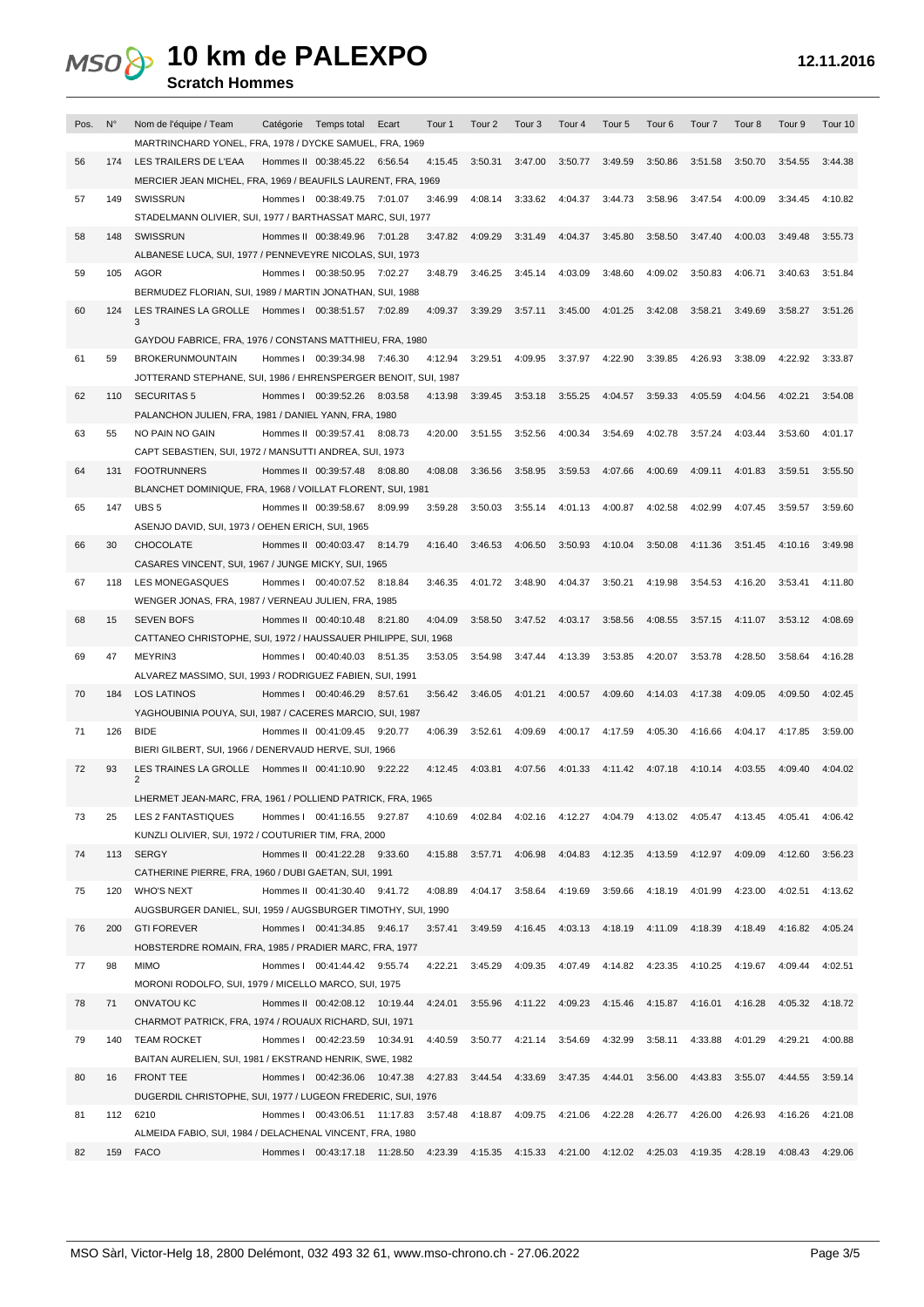# 10 km de PALEXPO

**Scratch Hommes**

12.11.2016

| Pos. | N° | Nom de l'équipe / Team | Catégorie | Temps total | Ecart | Tour 1 | Tour 2 | Tour 3 | Tour 4 | Tour 5 | Tour 6 | Tour 7 | Tour 8 | Tour 9 | Tour 10 |
|---|---|---|---|---|---|---|---|---|---|---|---|---|---|---|---|
| | | MARTRINCHARD YONEL, FRA, 1978 / DYCKE SAMUEL, FRA, 1969 | | | | | | | | | | | | | |
| 56 | 174 | LES TRAILERS DE L'EAA | Hommes II | 00:38:45.22 | 6:56.54 | 4:15.45 | 3:50.31 | 3:47.00 | 3:50.77 | 3:49.59 | 3:50.86 | 3:51.58 | 3:50.70 | 3:54.55 | 3:44.38 |
| | | MERCIER JEAN MICHEL, FRA, 1969 / BEAUFILS LAURENT, FRA, 1969 | | | | | | | | | | | | | |
| 57 | 149 | SWISSRUN | Hommes I | 00:38:49.75 | 7:01.07 | 3:46.99 | 4:08.14 | 3:33.62 | 4:04.37 | 3:44.73 | 3:58.96 | 3:47.54 | 4:00.09 | 3:34.45 | 4:10.82 |
| | | STADELMANN OLIVIER, SUI, 1977 / BARTHASSAT MARC, SUI, 1977 | | | | | | | | | | | | | |
| 58 | 148 | SWISSRUN | Hommes II | 00:38:49.96 | 7:01.28 | 3:47.82 | 4:09.29 | 3:31.49 | 4:04.37 | 3:45.80 | 3:58.50 | 3:47.40 | 4:00.03 | 3:49.48 | 3:55.73 |
| | | ALBANESE LUCA, SUI, 1977 / PENNEVEYRE NICOLAS, SUI, 1973 | | | | | | | | | | | | | |
| 59 | 105 | AGOR | Hommes I | 00:38:50.95 | 7:02.27 | 3:48.79 | 3:46.25 | 3:45.14 | 4:03.09 | 3:48.60 | 4:09.02 | 3:50.83 | 4:06.71 | 3:40.63 | 3:51.84 |
| | | BERMUDEZ FLORIAN, SUI, 1989 / MARTIN JONATHAN, SUI, 1988 | | | | | | | | | | | | | |
| 60 | 124 | LES TRAINES LA GROLLE 3 | Hommes I | 00:38:51.57 | 7:02.89 | 4:09.37 | 3:39.29 | 3:57.11 | 3:45.00 | 4:01.25 | 3:42.08 | 3:58.21 | 3:49.69 | 3:58.27 | 3:51.26 |
| | | GAYDOU FABRICE, FRA, 1976 / CONSTANS MATTHIEU, FRA, 1980 | | | | | | | | | | | | | |
| 61 | 59 | BROKERUNMOUNTAIN | Hommes I | 00:39:34.98 | 7:46.30 | 4:12.94 | 3:29.51 | 4:09.95 | 3:37.97 | 4:22.90 | 3:39.85 | 4:26.93 | 3:38.09 | 4:22.92 | 3:33.87 |
| | | JOTTERAND STEPHANE, SUI, 1986 / EHRENSPERGER BENOIT, SUI, 1987 | | | | | | | | | | | | | |
| 62 | 110 | SECURITAS 5 | Hommes I | 00:39:52.26 | 8:03.58 | 4:13.98 | 3:39.45 | 3:53.18 | 3:55.25 | 4:04.57 | 3:59.33 | 4:05.59 | 4:04.56 | 4:02.21 | 3:54.08 |
| | | PALANCHON JULIEN, FRA, 1981 / DANIEL YANN, FRA, 1980 | | | | | | | | | | | | | |
| 63 | 55 | NO PAIN NO GAIN | Hommes II | 00:39:57.41 | 8:08.73 | 4:20.00 | 3:51.55 | 3:52.56 | 4:00.34 | 3:54.69 | 4:02.78 | 3:57.24 | 4:03.44 | 3:53.60 | 4:01.17 |
| | | CAPT SEBASTIEN, SUI, 1972 / MANSUTTI ANDREA, SUI, 1973 | | | | | | | | | | | | | |
| 64 | 131 | FOOTRUNNERS | Hommes II | 00:39:57.48 | 8:08.80 | 4:08.08 | 3:36.56 | 3:58.95 | 3:59.53 | 4:07.66 | 4:00.69 | 4:09.11 | 4:01.83 | 3:59.51 | 3:55.50 |
| | | BLANCHET DOMINIQUE, FRA, 1968 / VOILLAT FLORENT, SUI, 1981 | | | | | | | | | | | | | |
| 65 | 147 | UBS 5 | Hommes II | 00:39:58.67 | 8:09.99 | 3:59.28 | 3:50.03 | 3:55.14 | 4:01.13 | 4:00.87 | 4:02.58 | 4:02.99 | 4:07.45 | 3:59.57 | 3:59.60 |
| | | ASENJO DAVID, SUI, 1973 / OEHEN ERICH, SUI, 1965 | | | | | | | | | | | | | |
| 66 | 30 | CHOCOLATE | Hommes II | 00:40:03.47 | 8:14.79 | 4:16.40 | 3:46.53 | 4:06.50 | 3:50.93 | 4:10.04 | 3:50.08 | 4:11.36 | 3:51.45 | 4:10.16 | 3:49.98 |
| | | CASARES VINCENT, SUI, 1967 / JUNGE MICKY, SUI, 1965 | | | | | | | | | | | | | |
| 67 | 118 | LES MONEGASQUES | Hommes I | 00:40:07.52 | 8:18.84 | 3:46.35 | 4:01.72 | 3:48.90 | 4:04.37 | 3:50.21 | 4:19.98 | 3:54.53 | 4:16.20 | 3:53.41 | 4:11.80 |
| | | WENGER JONAS, FRA, 1987 / VERNEAU JULIEN, FRA, 1985 | | | | | | | | | | | | | |
| 68 | 15 | SEVEN BOFS | Hommes II | 00:40:10.48 | 8:21.80 | 4:04.09 | 3:58.50 | 3:47.52 | 4:03.17 | 3:58.56 | 4:08.55 | 3:57.15 | 4:11.07 | 3:53.12 | 4:08.69 |
| | | CATTANEO CHRISTOPHE, SUI, 1972 / HAUSSAUER PHILIPPE, SUI, 1968 | | | | | | | | | | | | | |
| 69 | 47 | MEYRIN3 | Hommes I | 00:40:40.03 | 8:51.35 | 3:53.05 | 3:54.98 | 3:47.44 | 4:13.39 | 3:53.85 | 4:20.07 | 3:53.78 | 4:28.50 | 3:58.64 | 4:16.28 |
| | | ALVAREZ MASSIMO, SUI, 1993 / RODRIGUEZ FABIEN, SUI, 1991 | | | | | | | | | | | | | |
| 70 | 184 | LOS LATINOS | Hommes I | 00:40:46.29 | 8:57.61 | 3:56.42 | 3:46.05 | 4:01.21 | 4:00.57 | 4:09.60 | 4:14.03 | 4:17.38 | 4:09.05 | 4:09.50 | 4:02.45 |
| | | YAGHOUBINIA POUYA, SUI, 1987 / CACERES MARCIO, SUI, 1987 | | | | | | | | | | | | | |
| 71 | 126 | BIDE | Hommes II | 00:41:09.45 | 9:20.77 | 4:06.39 | 3:52.61 | 4:09.69 | 4:00.17 | 4:17.59 | 4:05.30 | 4:16.66 | 4:04.17 | 4:17.85 | 3:59.00 |
| | | BIERI GILBERT, SUI, 1966 / DENERVAUD HERVE, SUI, 1966 | | | | | | | | | | | | | |
| 72 | 93 | LES TRAINES LA GROLLE 2 | Hommes II | 00:41:10.90 | 9:22.22 | 4:12.45 | 4:03.81 | 4:07.56 | 4:01.33 | 4:11.42 | 4:07.18 | 4:10.14 | 4:03.55 | 4:09.40 | 4:04.02 |
| | | LHERMET JEAN-MARC, FRA, 1961 / POLLIEND PATRICK, FRA, 1965 | | | | | | | | | | | | | |
| 73 | 25 | LES 2 FANTASTIQUES | Hommes I | 00:41:16.55 | 9:27.87 | 4:10.69 | 4:02.84 | 4:02.16 | 4:12.27 | 4:04.79 | 4:13.02 | 4:05.47 | 4:13.45 | 4:05.41 | 4:06.42 |
| | | KUNZLI OLIVIER, SUI, 1972 / COUTURIER TIM, FRA, 2000 | | | | | | | | | | | | | |
| 74 | 113 | SERGY | Hommes II | 00:41:22.28 | 9:33.60 | 4:15.88 | 3:57.71 | 4:06.98 | 4:04.83 | 4:12.35 | 4:13.59 | 4:12.97 | 4:09.09 | 4:12.60 | 3:56.23 |
| | | CATHERINE PIERRE, FRA, 1960 / DUBI GAETAN, SUI, 1991 | | | | | | | | | | | | | |
| 75 | 120 | WHO'S NEXT | Hommes II | 00:41:30.40 | 9:41.72 | 4:08.89 | 4:04.17 | 3:58.64 | 4:19.69 | 3:59.66 | 4:18.19 | 4:01.99 | 4:23.00 | 4:02.51 | 4:13.62 |
| | | AUGSBURGER DANIEL, SUI, 1959 / AUGSBURGER TIMOTHY, SUI, 1990 | | | | | | | | | | | | | |
| 76 | 200 | GTI FOREVER | Hommes I | 00:41:34.85 | 9:46.17 | 3:57.41 | 3:49.59 | 4:16.45 | 4:03.13 | 4:18.19 | 4:11.09 | 4:18.39 | 4:18.49 | 4:16.82 | 4:05.24 |
| | | HOBSTERDRE ROMAIN, FRA, 1985 / PRADIER MARC, FRA, 1977 | | | | | | | | | | | | | |
| 77 | 98 | MIMO | Hommes I | 00:41:44.42 | 9:55.74 | 4:22.21 | 3:45.29 | 4:09.35 | 4:07.49 | 4:14.82 | 4:23.35 | 4:10.25 | 4:19.67 | 4:09.44 | 4:02.51 |
| | | MORONI RODOLFO, SUI, 1979 / MICELLO MARCO, SUI, 1975 | | | | | | | | | | | | | |
| 78 | 71 | ONVATOU KC | Hommes II | 00:42:08.12 | 10:19.44 | 4:24.01 | 3:55.96 | 4:11.22 | 4:09.23 | 4:15.46 | 4:15.87 | 4:16.01 | 4:16.28 | 4:05.32 | 4:18.72 |
| | | CHARMOT PATRICK, FRA, 1974 / ROUAUX RICHARD, SUI, 1971 | | | | | | | | | | | | | |
| 79 | 140 | TEAM ROCKET | Hommes I | 00:42:23.59 | 10:34.91 | 4:40.59 | 3:50.77 | 4:21.14 | 3:54.69 | 4:32.99 | 3:58.11 | 4:33.88 | 4:01.29 | 4:29.21 | 4:00.88 |
| | | BAITAN AURELIEN, SUI, 1981 / EKSTRAND HENRIK, SWE, 1982 | | | | | | | | | | | | | |
| 80 | 16 | FRONT TEE | Hommes I | 00:42:36.06 | 10:47.38 | 4:27.83 | 3:44.54 | 4:33.69 | 3:47.35 | 4:44.01 | 3:56.00 | 4:43.83 | 3:55.07 | 4:44.55 | 3:59.14 |
| | | DUGERDIL CHRISTOPHE, SUI, 1977 / LUGEON FREDERIC, SUI, 1976 | | | | | | | | | | | | | |
| 81 | 112 | 6210 | Hommes I | 00:43:06.51 | 11:17.83 | 3:57.48 | 4:18.87 | 4:09.75 | 4:21.06 | 4:22.28 | 4:26.77 | 4:26.00 | 4:26.93 | 4:16.26 | 4:21.08 |
| | | ALMEIDA FABIO, SUI, 1984 / DELACHENAL VINCENT, FRA, 1980 | | | | | | | | | | | | | |
| 82 | 159 | FACO | Hommes I | 00:43:17.18 | 11:28.50 | 4:23.39 | 4:15.35 | 4:15.33 | 4:21.00 | 4:12.02 | 4:25.03 | 4:19.35 | 4:28.19 | 4:08.43 | 4:29.06 |

MSO Sàrl, Victor-Helg 18, 2800 Delémont, 032 493 32 61, www.mso-chrono.ch - 27.06.2022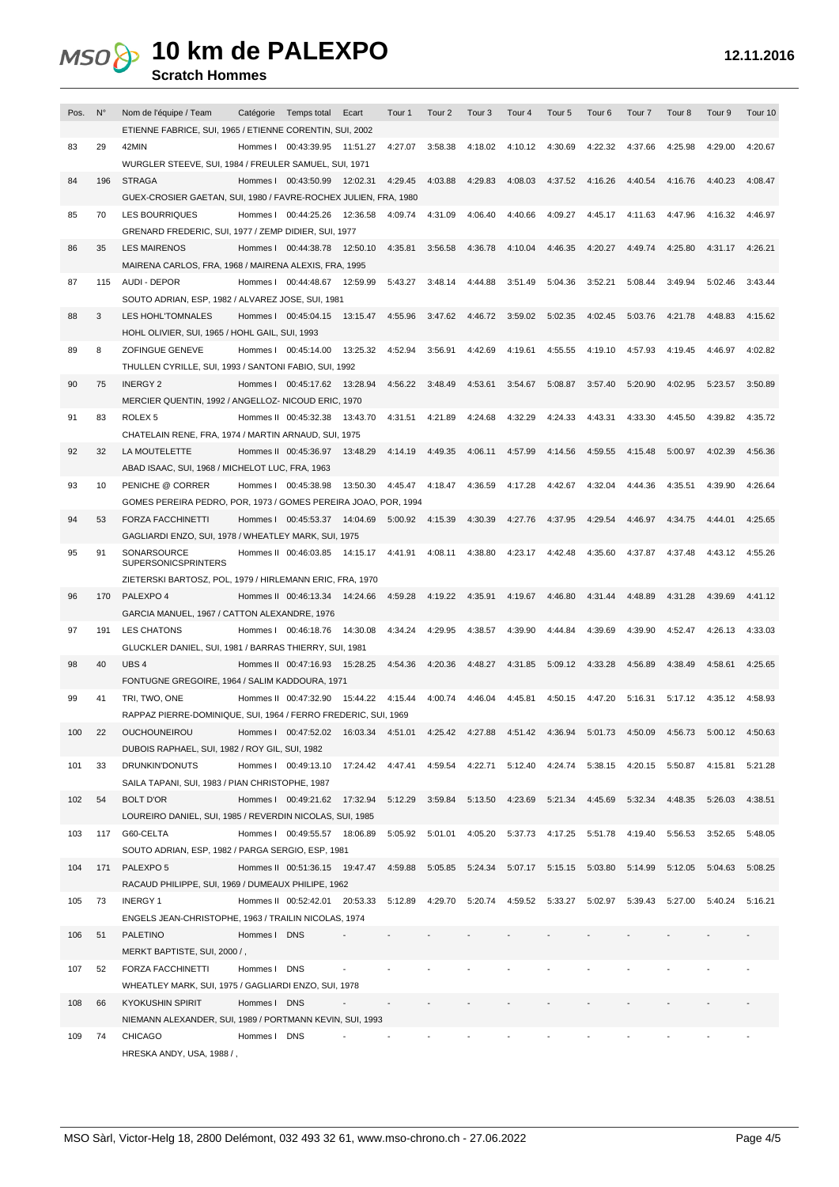# 10 km de PALEXPO

**Scratch Hommes**

12.11.2016

| Pos. | N° | Nom de l'équipe / Team | Catégorie | Temps total | Ecart | Tour 1 | Tour 2 | Tour 3 | Tour 4 | Tour 5 | Tour 6 | Tour 7 | Tour 8 | Tour 9 | Tour 10 |
|---|---|---|---|---|---|---|---|---|---|---|---|---|---|---|---|
| | | ETIENNE FABRICE, SUI, 1965 / ETIENNE CORENTIN, SUI, 2002 | | | | | | | | | | | | | |
| 83 | 29 | 42MIN | Hommes I | 00:43:39.95 | 11:51.27 | 4:27.07 | 3:58.38 | 4:18.02 | 4:10.12 | 4:30.69 | 4:22.32 | 4:37.66 | 4:25.98 | 4:29.00 | 4:20.67 |
| | | WURGLER STEEVE, SUI, 1984 / FREULER SAMUEL, SUI, 1971 | | | | | | | | | | | | | |
| 84 | 196 | STRAGA | Hommes I | 00:43:50.99 | 12:02.31 | 4:29.45 | 4:03.88 | 4:29.83 | 4:08.03 | 4:37.52 | 4:16.26 | 4:40.54 | 4:16.76 | 4:40.23 | 4:08.47 |
| | | GUEX-CROSIER GAETAN, SUI, 1980 / FAVRE-ROCHEX JULIEN, FRA, 1980 | | | | | | | | | | | | | |
| 85 | 70 | LES BOURRIQUES | Hommes I | 00:44:25.26 | 12:36.58 | 4:09.74 | 4:31.09 | 4:06.40 | 4:40.66 | 4:09.27 | 4:45.17 | 4:11.63 | 4:47.96 | 4:16.32 | 4:46.97 |
| | | GRENARD FREDERIC, SUI, 1977 / ZEMP DIDIER, SUI, 1977 | | | | | | | | | | | | | |
| 86 | 35 | LES MAIRENOS | Hommes I | 00:44:38.78 | 12:50.10 | 4:35.81 | 3:56.58 | 4:36.78 | 4:10.04 | 4:46.35 | 4:20.27 | 4:49.74 | 4:25.80 | 4:31.17 | 4:26.21 |
| | | MAIRENA CARLOS, FRA, 1968 / MAIRENA ALEXIS, FRA, 1995 | | | | | | | | | | | | | |
| 87 | 115 | AUDI - DEPOR | Hommes I | 00:44:48.67 | 12:59.99 | 5:43.27 | 3:48.14 | 4:44.88 | 3:51.49 | 5:04.36 | 3:52.21 | 5:08.44 | 3:49.94 | 5:02.46 | 3:43.44 |
| | | SOUTO ADRIAN, ESP, 1982 / ALVAREZ JOSE, SUI, 1981 | | | | | | | | | | | | | |
| 88 | 3 | LES HOHL'TOMNALES | Hommes I | 00:45:04.15 | 13:15.47 | 4:55.96 | 3:47.62 | 4:46.72 | 3:59.02 | 5:02.35 | 4:02.45 | 5:03.76 | 4:21.78 | 4:48.83 | 4:15.62 |
| | | HOHL OLIVIER, SUI, 1965 / HOHL GAIL, SUI, 1993 | | | | | | | | | | | | | |
| 89 | 8 | ZOFINGUE GENEVE | Hommes I | 00:45:14.00 | 13:25.32 | 4:52.94 | 3:56.91 | 4:42.69 | 4:19.61 | 4:55.55 | 4:19.10 | 4:57.93 | 4:19.45 | 4:46.97 | 4:02.82 |
| | | THULLEN CYRILLE, SUI, 1993 / SANTONI FABIO, SUI, 1992 | | | | | | | | | | | | | |
| 90 | 75 | INERGY 2 | Hommes I | 00:45:17.62 | 13:28.94 | 4:56.22 | 3:48.49 | 4:53.61 | 3:54.67 | 5:08.87 | 3:57.40 | 5:20.90 | 4:02.95 | 5:23.57 | 3:50.89 |
| | | MERCIER QUENTIN, 1992 / ANGELLOZ- NICOUD ERIC, 1970 | | | | | | | | | | | | | |
| 91 | 83 | ROLEX 5 | Hommes II | 00:45:32.38 | 13:43.70 | 4:31.51 | 4:21.89 | 4:24.68 | 4:32.29 | 4:24.33 | 4:43.31 | 4:33.30 | 4:45.50 | 4:39.82 | 4:35.72 |
| | | CHATELAIN RENE, FRA, 1974 / MARTIN ARNAUD, SUI, 1975 | | | | | | | | | | | | | |
| 92 | 32 | LA MOUTELETTE | Hommes II | 00:45:36.97 | 13:48.29 | 4:14.19 | 4:49.35 | 4:06.11 | 4:57.99 | 4:14.56 | 4:59.55 | 4:15.48 | 5:00.97 | 4:02.39 | 4:56.36 |
| | | ABAD ISAAC, SUI, 1968 / MICHELOT LUC, FRA, 1963 | | | | | | | | | | | | | |
| 93 | 10 | PENICHE @ CORRER | Hommes I | 00:45:38.98 | 13:50.30 | 4:45.47 | 4:18.47 | 4:36.59 | 4:17.28 | 4:42.67 | 4:32.04 | 4:44.36 | 4:35.51 | 4:39.90 | 4:26.64 |
| | | GOMES PEREIRA PEDRO, POR, 1973 / GOMES PEREIRA JOAO, POR, 1994 | | | | | | | | | | | | | |
| 94 | 53 | FORZA FACCHINETTI | Hommes I | 00:45:53.37 | 14:04.69 | 5:00.92 | 4:15.39 | 4:30.39 | 4:27.76 | 4:37.95 | 4:29.54 | 4:46.97 | 4:34.75 | 4:44.01 | 4:25.65 |
| | | GAGLIARDI ENZO, SUI, 1978 / WHEATLEY MARK, SUI, 1975 | | | | | | | | | | | | | |
| 95 | 91 | SONARSOURCE SUPERSONICSPRINTERS | Hommes II | 00:46:03.85 | 14:15.17 | 4:41.91 | 4:08.11 | 4:38.80 | 4:23.17 | 4:42.48 | 4:35.60 | 4:37.87 | 4:37.48 | 4:43.12 | 4:55.26 |
| | | ZIETERSKI BARTOSZ, POL, 1979 / HIRLEMANN ERIC, FRA, 1970 | | | | | | | | | | | | | |
| 96 | 170 | PALEXPO 4 | Hommes II | 00:46:13.34 | 14:24.66 | 4:59.28 | 4:19.22 | 4:35.91 | 4:19.67 | 4:46.80 | 4:31.44 | 4:48.89 | 4:31.28 | 4:39.69 | 4:41.12 |
| | | GARCIA MANUEL, 1967 / CATTON ALEXANDRE, 1976 | | | | | | | | | | | | | |
| 97 | 191 | LES CHATONS | Hommes I | 00:46:18.76 | 14:30.08 | 4:34.24 | 4:29.95 | 4:38.57 | 4:39.90 | 4:44.84 | 4:39.69 | 4:39.90 | 4:52.47 | 4:26.13 | 4:33.03 |
| | | GLUCKLER DANIEL, SUI, 1981 / BARRAS THIERRY, SUI, 1981 | | | | | | | | | | | | | |
| 98 | 40 | UBS 4 | Hommes II | 00:47:16.93 | 15:28.25 | 4:54.36 | 4:20.36 | 4:48.27 | 4:31.85 | 5:09.12 | 4:33.28 | 4:56.89 | 4:38.49 | 4:58.61 | 4:25.65 |
| | | FONTUGNE GREGOIRE, 1964 / SALIM KADDOURA, 1971 | | | | | | | | | | | | | |
| 99 | 41 | TRI, TWO, ONE | Hommes II | 00:47:32.90 | 15:44.22 | 4:15.44 | 4:00.74 | 4:46.04 | 4:45.81 | 4:50.15 | 4:47.20 | 5:16.31 | 5:17.12 | 4:35.12 | 4:58.93 |
| | | RAPPAZ PIERRE-DOMINIQUE, SUI, 1964 / FERRO FREDERIC, SUI, 1969 | | | | | | | | | | | | | |
| 100 | 22 | OUCHOUNEIROU | Hommes I | 00:47:52.02 | 16:03.34 | 4:51.01 | 4:25.42 | 4:27.88 | 4:51.42 | 4:36.94 | 5:01.73 | 4:50.09 | 4:56.73 | 5:00.12 | 4:50.63 |
| | | DUBOIS RAPHAEL, SUI, 1982 / ROY GIL, SUI, 1982 | | | | | | | | | | | | | |
| 101 | 33 | DRUNKIN'DONUTS | Hommes I | 00:49:13.10 | 17:24.42 | 4:47.41 | 4:59.54 | 4:22.71 | 5:12.40 | 4:24.74 | 5:38.15 | 4:20.15 | 5:50.87 | 4:15.81 | 5:21.28 |
| | | SAILA TAPANI, SUI, 1983 / PIAN CHRISTOPHE, 1987 | | | | | | | | | | | | | |
| 102 | 54 | BOLT D'OR | Hommes I | 00:49:21.62 | 17:32.94 | 5:12.29 | 3:59.84 | 5:13.50 | 4:23.69 | 5:21.34 | 4:45.69 | 5:32.34 | 4:48.35 | 5:26.03 | 4:38.51 |
| | | LOUREIRO DANIEL, SUI, 1985 / REVERDIN NICOLAS, SUI, 1985 | | | | | | | | | | | | | |
| 103 | 117 | G60-CELTA | Hommes I | 00:49:55.57 | 18:06.89 | 5:05.92 | 5:01.01 | 4:05.20 | 5:37.73 | 4:17.25 | 5:51.78 | 4:19.40 | 5:56.53 | 3:52.65 | 5:48.05 |
| | | SOUTO ADRIAN, ESP, 1982 / PARGA SERGIO, ESP, 1981 | | | | | | | | | | | | | |
| 104 | 171 | PALEXPO 5 | Hommes II | 00:51:36.15 | 19:47.47 | 4:59.88 | 5:05.85 | 5:24.34 | 5:07.17 | 5:15.15 | 5:03.80 | 5:14.99 | 5:12.05 | 5:04.63 | 5:08.25 |
| | | RACAUD PHILIPPE, SUI, 1969 / DUMEAUX PHILIPE, 1962 | | | | | | | | | | | | | |
| 105 | 73 | INERGY 1 | Hommes II | 00:52:42.01 | 20:53.33 | 5:12.89 | 4:29.70 | 5:20.74 | 4:59.52 | 5:33.27 | 5:02.97 | 5:39.43 | 5:27.00 | 5:40.24 | 5:16.21 |
| | | ENGELS JEAN-CHRISTOPHE, 1963 / TRAILIN NICOLAS, 1974 | | | | | | | | | | | | | |
| 106 | 51 | PALETINO | Hommes I | DNS | - | - | - | - | - | - | - | - | - | - | - |
| | | MERKT BAPTISTE, SUI, 2000 / , | | | | | | | | | | | | | |
| 107 | 52 | FORZA FACCHINETTI | Hommes I | DNS | - | - | - | - | - | - | - | - | - | - | - |
| | | WHEATLEY MARK, SUI, 1975 / GAGLIARDI ENZO, SUI, 1978 | | | | | | | | | | | | | |
| 108 | 66 | KYOKUSHIN SPIRIT | Hommes I | DNS | - | - | - | - | - | - | - | - | - | - | - |
| | | NIEMANN ALEXANDER, SUI, 1989 / PORTMANN KEVIN, SUI, 1993 | | | | | | | | | | | | | |
| 109 | 74 | CHICAGO | Hommes I | DNS | - | - | - | - | - | - | - | - | - | - | - |
| | | HRESKA ANDY, USA, 1988 / , | | | | | | | | | | | | | |

MSO Sàrl, Victor-Helg 18, 2800 Delémont, 032 493 32 61, www.mso-chrono.ch - 27.06.2022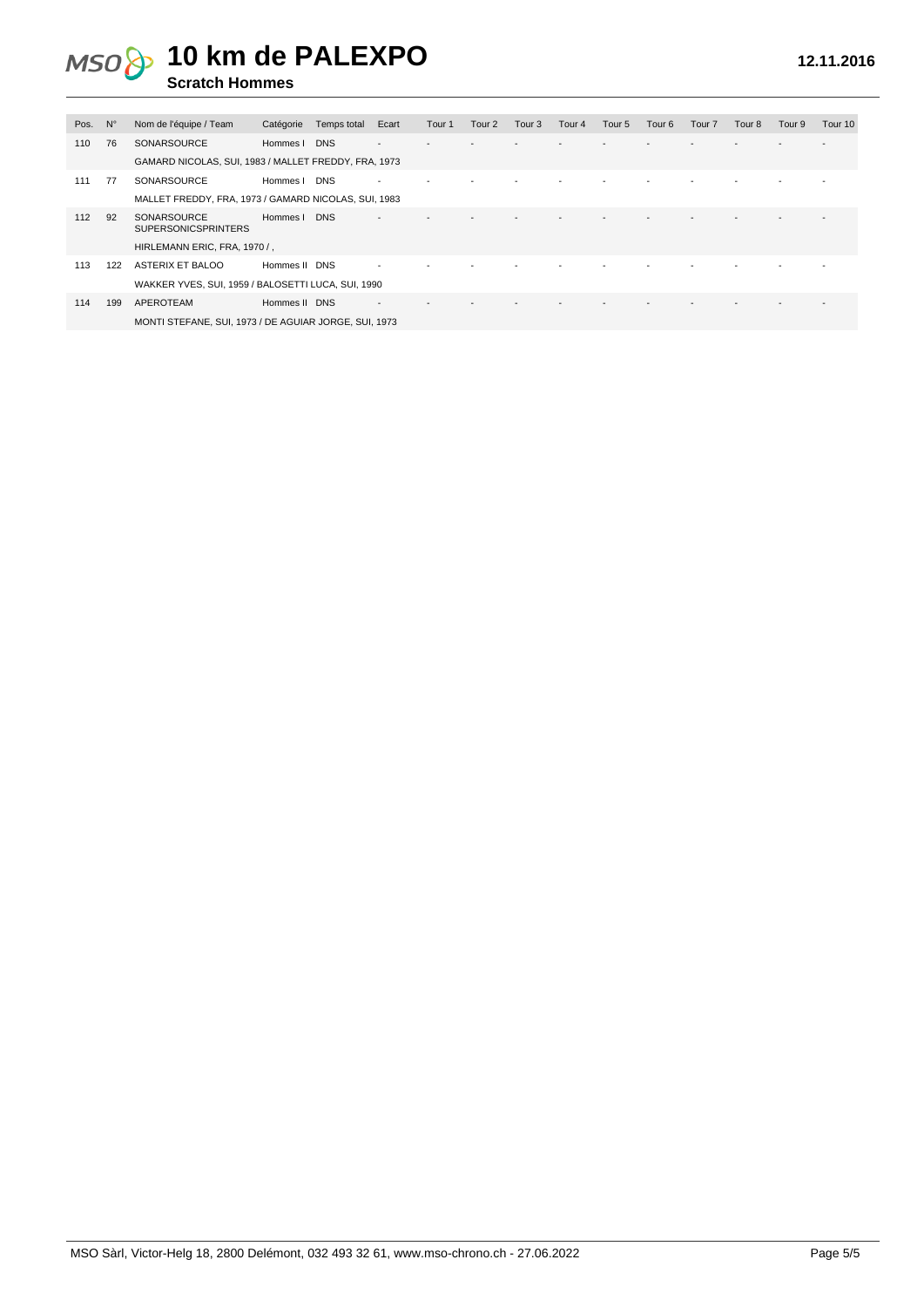# 10 km de PALEXPO

## Scratch Hommes

12.11.2016

| Pos. | N° | Nom de l'équipe / Team | Catégorie | Temps total | Ecart | Tour 1 | Tour 2 | Tour 3 | Tour 4 | Tour 5 | Tour 6 | Tour 7 | Tour 8 | Tour 9 | Tour 10 |
|---|---|---|---|---|---|---|---|---|---|---|---|---|---|---|---|
| 110 | 76 | SONARSOURCE | Hommes I | DNS | - | - | - | - | - | - | - | - | - | - | - |
| | | GAMARD NICOLAS, SUI, 1983 / MALLET FREDDY, FRA, 1973 | | | | | | | | | | | | | |
| 111 | 77 | SONARSOURCE | Hommes I | DNS | - | - | - | - | - | - | - | - | - | - | - |
| | | MALLET FREDDY, FRA, 1973 / GAMARD NICOLAS, SUI, 1983 | | | | | | | | | | | | | |
| 112 | 92 | SONARSOURCE SUPERSONICSPRINTERS | Hommes I | DNS | - | - | - | - | - | - | - | - | - | - | - |
| | | HIRLEMANN ERIC, FRA, 1970 / , | | | | | | | | | | | | | |
| 113 | 122 | ASTERIX ET BALOO | Hommes II | DNS | - | - | - | - | - | - | - | - | - | - | - |
| | | WAKKER YVES, SUI, 1959 / BALOSETTI LUCA, SUI, 1990 | | | | | | | | | | | | | |
| 114 | 199 | APEROTEAM | Hommes II | DNS | - | - | - | - | - | - | - | - | - | - | - |
| | | MONTI STEFANE, SUI, 1973 / DE AGUIAR JORGE, SUI, 1973 | | | | | | | | | | | | | |

MSO Sàrl, Victor-Helg 18, 2800 Delémont, 032 493 32 61, www.mso-chrono.ch - 27.06.2022